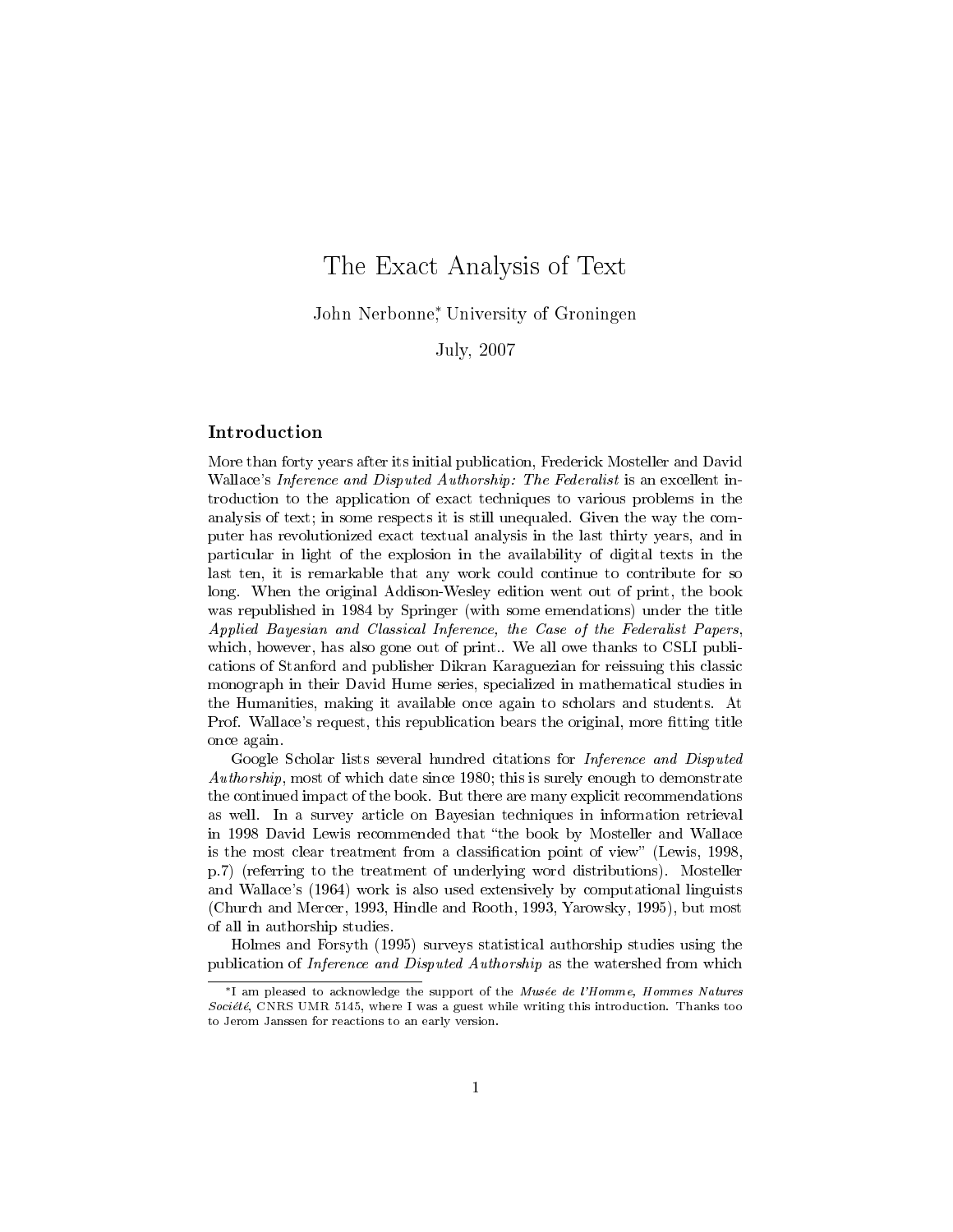# The Exact Analysis of Text

John Nerbonne[*], University of Groningen

July, 2007

## Introduction

More than forty years after its initial publication, Frederick Mosteller and David Wallace's *Inference and Disputed Authorship: The Federalist* is an excellent introduction to the application of exact techniques to various problems in the analysis of text; in some respects it is still unequaled. Given the way the computer has revolutionized exact textual analysis in the last thirty years, and in particular in light of the explosion in the availability of digital texts in the last ten, it is remarkable that any work could continue to contribute for so long. When the original Addison-Wesley edition went out of print, the book was republished in 1984 by Springer (with some emendations) under the title *Applied Bayesian and Classical Inference, the Case of the Federalist Papers*, which, however, has also gone out of print.. We all owe thanks to CSLI publications of Stanford and publisher Dikran Karaguezian for reissuing this classic monograph in their David Hume series, specialized in mathematical studies in the Humanities, making it available once again to scholars and students. At Prof. Wallace's request, this republication bears the original, more fitting title once again.

Google Scholar lists several hundred citations for *Inference and Disputed Authorship*, most of which date since 1980; this is surely enough to demonstrate the continued impact of the book. But there are many explicit recommendations as well. In a survey article on Bayesian techniques in information retrieval in 1998 David Lewis recommended that "the book by Mosteller and Wallace is the most clear treatment from a classification point of view" (Lewis, 1998, p.7) (referring to the treatment of underlying word distributions). Mosteller and Wallace's (1964) work is also used extensively by computational linguists (Church and Mercer, 1993, Hindle and Rooth, 1993, Yarowsky, 1995), but most of all in authorship studies.

Holmes and Forsyth (1995) surveys statistical authorship studies using the publication of *Inference and Disputed Authorship* as the watershed from which

---

[*] I am pleased to acknowledge the support of the *Musée de l'Homme, Hommes Natures Société*, CNRS UMR 5145, where I was a guest while writing this introduction. Thanks too to Jerom Janssen for reactions to an early version.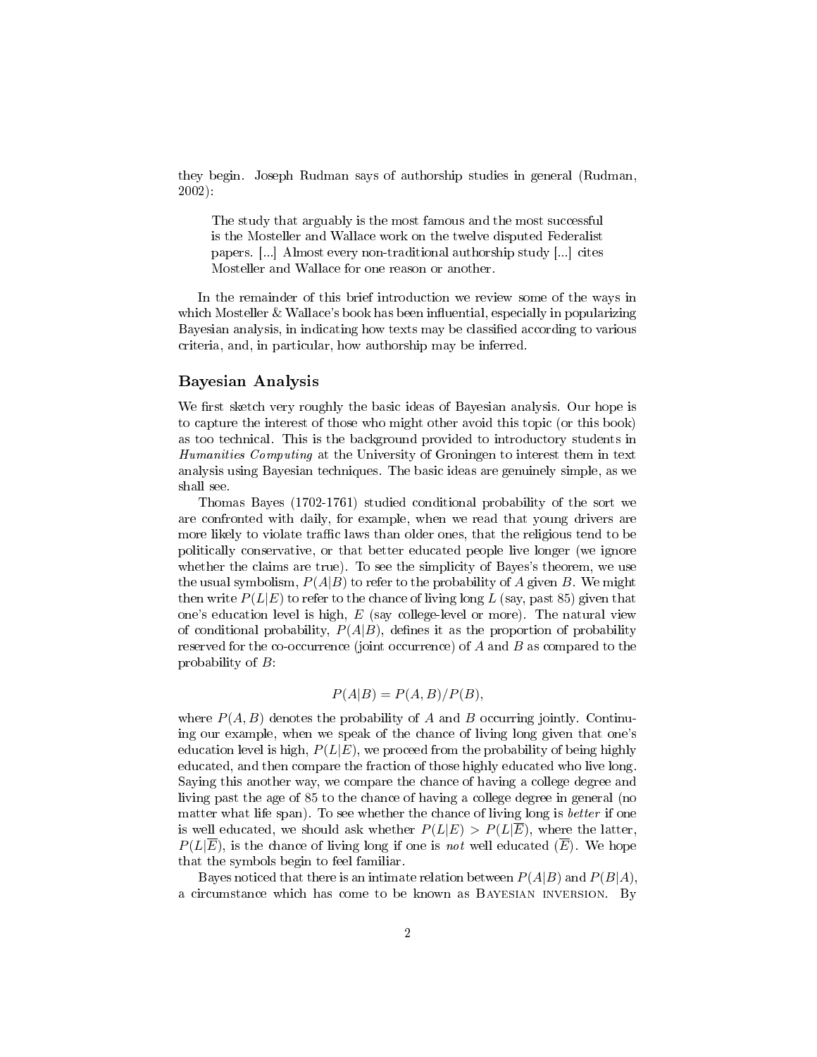they begin. Joseph Rudman says of authorship studies in general (Rudman, 2002):

> The study that arguably is the most famous and the most successful is the Mosteller and Wallace work on the twelve disputed Federalist papers. [...] Almost every non-traditional authorship study [...] cites Mosteller and Wallace for one reason or another.

In the remainder of this brief introduction we review some of the ways in which Mosteller & Wallace's book has been influential, especially in popularizing Bayesian analysis, in indicating how texts may be classified according to various criteria, and, in particular, how authorship may be inferred.

## Bayesian Analysis

We first sketch very roughly the basic ideas of Bayesian analysis. Our hope is to capture the interest of those who might other avoid this topic (or this book) as too technical. This is the background provided to introductory students in *Humanities Computing* at the University of Groningen to interest them in text analysis using Bayesian techniques. The basic ideas are genuinely simple, as we shall see.

Thomas Bayes (1702-1761) studied conditional probability of the sort we are confronted with daily, for example, when we read that young drivers are more likely to violate traffic laws than older ones, that the religious tend to be politically conservative, or that better educated people live longer (we ignore whether the claims are true). To see the simplicity of Bayes's theorem, we use the usual symbolism, $P(A|B)$ to refer to the probability of $A$ given $B$. We might then write $P(L|E)$ to refer to the chance of living long $L$ (say, past 85) given that one's education level is high, $E$ (say college-level or more). The natural view of conditional probability, $P(A|B)$, defines it as the proportion of probability reserved for the co-occurrence (joint occurrence) of $A$ and $B$ as compared to the probability of $B$:

$$P(A|B) = P(A,B)/P(B),$$

where $P(A,B)$ denotes the probability of $A$ and $B$ occurring jointly. Continuing our example, when we speak of the chance of living long given that one's education level is high, $P(L|E)$, we proceed from the probability of being highly educated, and then compare the fraction of those highly educated who live long. Saying this another way, we compare the chance of having a college degree and living past the age of 85 to the chance of having a college degree in general (no matter what life span). To see whether the chance of living long is *better* if one is well educated, we should ask whether $P(L|E) > P(L|\overline{E})$, where the latter, $P(L|\overline{E})$, is the chance of living long if one is *not* well educated ($\overline{E}$). We hope that the symbols begin to feel familiar.

Bayes noticed that there is an intimate relation between $P(A|B)$ and $P(B|A)$, a circumstance which has come to be known as Bayesian inversion. By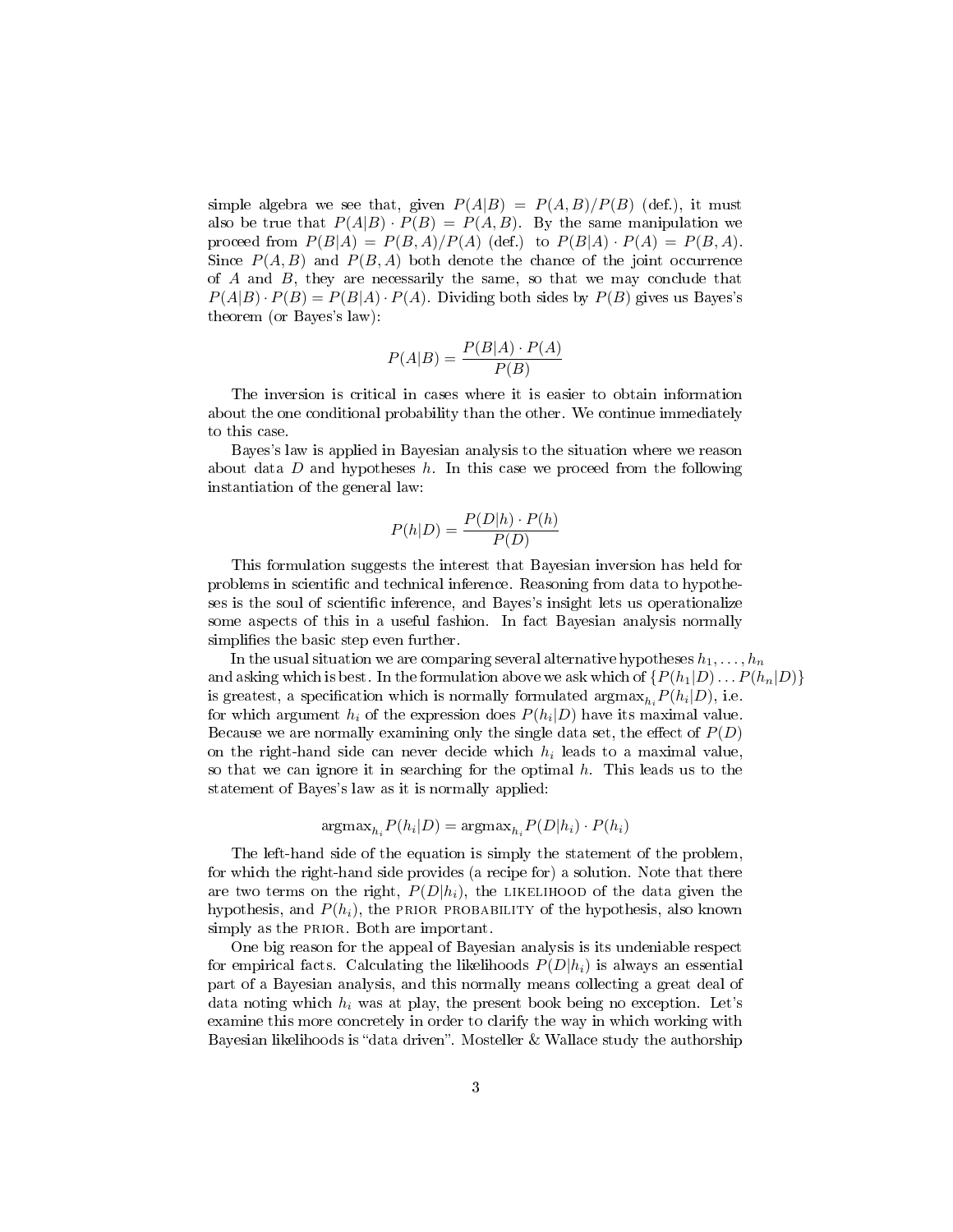simple algebra we see that, given $P(A|B) = P(A,B)/P(B)$ (def.), it must also be true that $P(A|B) \cdot P(B) = P(A,B)$. By the same manipulation we proceed from $P(B|A) = P(B,A)/P(A)$ (def.) to $P(B|A) \cdot P(A) = P(B,A)$. Since $P(A,B)$ and $P(B,A)$ both denote the chance of the joint occurrence of $A$ and $B$, they are necessarily the same, so that we may conclude that $P(A|B) \cdot P(B) = P(B|A) \cdot P(A)$. Dividing both sides by $P(B)$ gives us Bayes's theorem (or Bayes's law):

$$P(A|B) = \frac{P(B|A) \cdot P(A)}{P(B)}$$

The inversion is critical in cases where it is easier to obtain information about the one conditional probability than the other. We continue immediately to this case.

Bayes's law is applied in Bayesian analysis to the situation where we reason about data $D$ and hypotheses $h$. In this case we proceed from the following instantiation of the general law:

$$P(h|D) = \frac{P(D|h) \cdot P(h)}{P(D)}$$

This formulation suggests the interest that Bayesian inversion has held for problems in scientific and technical inference. Reasoning from data to hypotheses is the soul of scientific inference, and Bayes's insight lets us operationalize some aspects of this in a useful fashion. In fact Bayesian analysis normally simplifies the basic step even further.

In the usual situation we are comparing several alternative hypotheses $h_1, \ldots, h_n$ and asking which is best. In the formulation above we ask which of $\{P(h_1|D) \ldots P(h_n|D)\}$ is greatest, a specification which is normally formulated $\text{argmax}_{h_i} P(h_i|D)$, i.e. for which argument $h_i$ of the expression does $P(h_i|D)$ have its maximal value. Because we are normally examining only the single data set, the effect of $P(D)$ on the right-hand side can never decide which $h_i$ leads to a maximal value, so that we can ignore it in searching for the optimal $h$. This leads us to the statement of Bayes's law as it is normally applied:

$$\text{argmax}_{h_i} P(h_i|D) = \text{argmax}_{h_i} P(D|h_i) \cdot P(h_i)$$

The left-hand side of the equation is simply the statement of the problem, for which the right-hand side provides (a recipe for) a solution. Note that there are two terms on the right, $P(D|h_i)$, the LIKELIHOOD of the data given the hypothesis, and $P(h_i)$, the PRIOR PROBABILITY of the hypothesis, also known simply as the PRIOR. Both are important.

One big reason for the appeal of Bayesian analysis is its undeniable respect for empirical facts. Calculating the likelihoods $P(D|h_i)$ is always an essential part of a Bayesian analysis, and this normally means collecting a great deal of data noting which $h_i$ was at play, the present book being no exception. Let's examine this more concretely in order to clarify the way in which working with Bayesian likelihoods is "data driven". Mosteller & Wallace study the authorship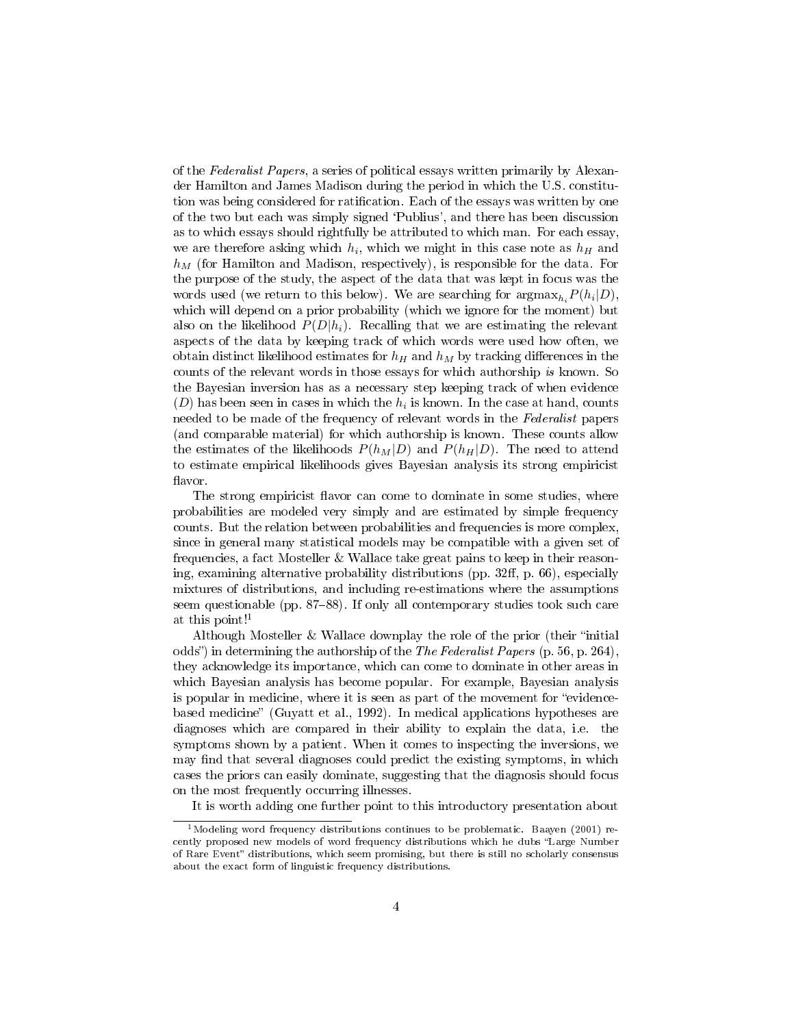of the *Federalist Papers*, a series of political essays written primarily by Alexander Hamilton and James Madison during the period in which the U.S. constitution was being considered for ratification. Each of the essays was written by one of the two but each was simply signed 'Publius', and there has been discussion as to which essays should rightfully be attributed to which man. For each essay, we are therefore asking which $h_i$, which we might in this case note as $h_H$ and $h_M$ (for Hamilton and Madison, respectively), is responsible for the data. For the purpose of the study, the aspect of the data that was kept in focus was the words used (we return to this below). We are searching for $\text{argmax}_{h_i} P(h_i|D)$, which will depend on a prior probability (which we ignore for the moment) but also on the likelihood $P(D|h_i)$. Recalling that we are estimating the relevant aspects of the data by keeping track of which words were used how often, we obtain distinct likelihood estimates for $h_H$ and $h_M$ by tracking differences in the counts of the relevant words in those essays for which authorship *is* known. So the Bayesian inversion has as a necessary step keeping track of when evidence ($D$) has been seen in cases in which the $h_i$ is known. In the case at hand, counts needed to be made of the frequency of relevant words in the *Federalist* papers (and comparable material) for which authorship is known. These counts allow the estimates of the likelihoods $P(h_M|D)$ and $P(h_H|D)$. The need to attend to estimate empirical likelihoods gives Bayesian analysis its strong empiricist flavor.

The strong empiricist flavor can come to dominate in some studies, where probabilities are modeled very simply and are estimated by simple frequency counts. But the relation between probabilities and frequencies is more complex, since in general many statistical models may be compatible with a given set of frequencies, a fact Mosteller & Wallace take great pains to keep in their reasoning, examining alternative probability distributions (pp. 32ff, p. 66), especially mixtures of distributions, and including re-estimations where the assumptions seem questionable (pp. 87–88). If only all contemporary studies took such care at this point![1]

Although Mosteller & Wallace downplay the role of the prior (their "initial odds") in determining the authorship of the *The Federalist Papers* (p. 56, p. 264), they acknowledge its importance, which can come to dominate in other areas in which Bayesian analysis has become popular. For example, Bayesian analysis is popular in medicine, where it is seen as part of the movement for "evidence-based medicine" (Guyatt et al., 1992). In medical applications hypotheses are diagnoses which are compared in their ability to explain the data, i.e. the symptoms shown by a patient. When it comes to inspecting the inversions, we may find that several diagnoses could predict the existing symptoms, in which cases the priors can easily dominate, suggesting that the diagnosis should focus on the most frequently occurring illnesses.

It is worth adding one further point to this introductory presentation about

---

[1] Modeling word frequency distributions continues to be problematic. Baayen (2001) recently proposed new models of word frequency distributions which he dubs "Large Number of Rare Event" distributions, which seem promising, but there is still no scholarly consensus about the exact form of linguistic frequency distributions.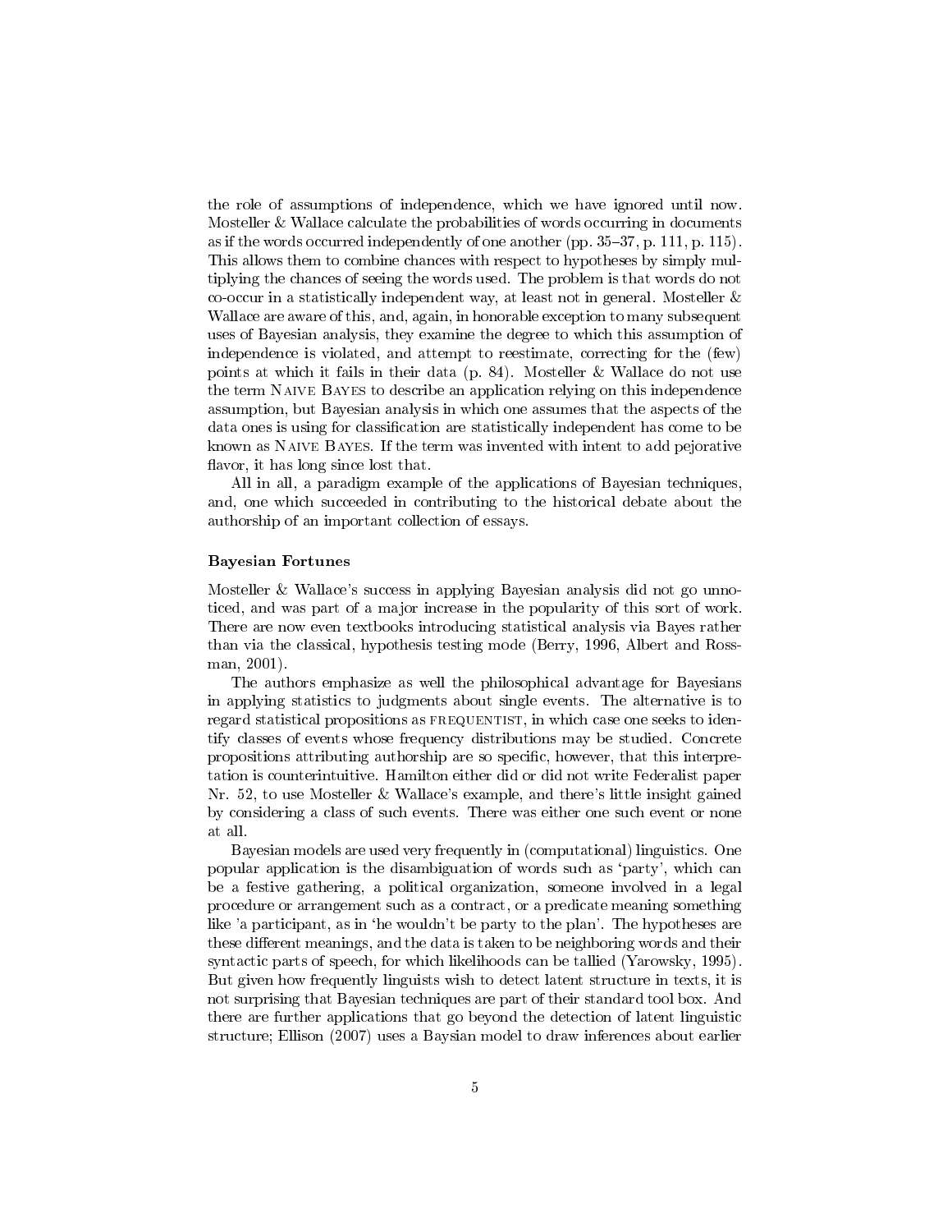the role of assumptions of independence, which we have ignored until now. Mosteller & Wallace calculate the probabilities of words occurring in documents as if the words occurred independently of one another (pp. 35–37, p. 111, p. 115). This allows them to combine chances with respect to hypotheses by simply multiplying the chances of seeing the words used. The problem is that words do not co-occur in a statistically independent way, at least not in general. Mosteller & Wallace are aware of this, and, again, in honorable exception to many subsequent uses of Bayesian analysis, they examine the degree to which this assumption of independence is violated, and attempt to reestimate, correcting for the (few) points at which it fails in their data (p. 84). Mosteller & Wallace do not use the term Naive Bayes to describe an application relying on this independence assumption, but Bayesian analysis in which one assumes that the aspects of the data ones is using for classification are statistically independent has come to be known as Naive Bayes. If the term was invented with intent to add pejorative flavor, it has long since lost that.

All in all, a paradigm example of the applications of Bayesian techniques, and, one which succeeded in contributing to the historical debate about the authorship of an important collection of essays.

### Bayesian Fortunes

Mosteller & Wallace's success in applying Bayesian analysis did not go unnoticed, and was part of a major increase in the popularity of this sort of work. There are now even textbooks introducing statistical analysis via Bayes rather than via the classical, hypothesis testing mode (Berry, 1996, Albert and Rossman, 2001).

The authors emphasize as well the philosophical advantage for Bayesians in applying statistics to judgments about single events. The alternative is to regard statistical propositions as frequentist, in which case one seeks to identify classes of events whose frequency distributions may be studied. Concrete propositions attributing authorship are so specific, however, that this interpretation is counterintuitive. Hamilton either did or did not write Federalist paper Nr. 52, to use Mosteller & Wallace's example, and there's little insight gained by considering a class of such events. There was either one such event or none at all.

Bayesian models are used very frequently in (computational) linguistics. One popular application is the disambiguation of words such as 'party', which can be a festive gathering, a political organization, someone involved in a legal procedure or arrangement such as a contract, or a predicate meaning something like 'a participant, as in 'he wouldn't be party to the plan'. The hypotheses are these different meanings, and the data is taken to be neighboring words and their syntactic parts of speech, for which likelihoods can be tallied (Yarowsky, 1995). But given how frequently linguists wish to detect latent structure in texts, it is not surprising that Bayesian techniques are part of their standard tool box. And there are further applications that go beyond the detection of latent linguistic structure; Ellison (2007) uses a Baysian model to draw inferences about earlier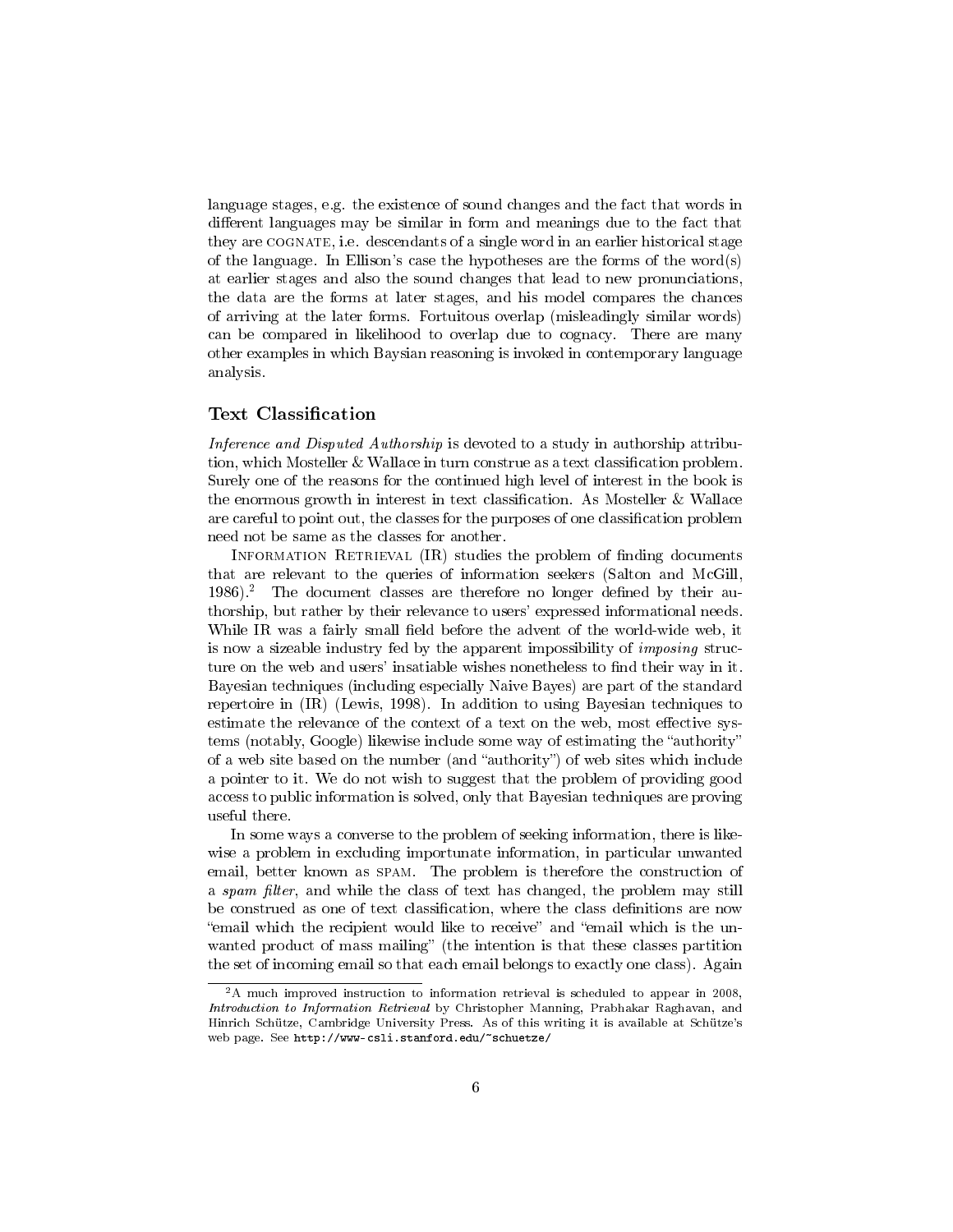language stages, e.g. the existence of sound changes and the fact that words in different languages may be similar in form and meanings due to the fact that they are COGNATE, i.e. descendants of a single word in an earlier historical stage of the language. In Ellison's case the hypotheses are the forms of the word(s) at earlier stages and also the sound changes that lead to new pronunciations, the data are the forms at later stages, and his model compares the chances of arriving at the later forms. Fortuitous overlap (misleadingly similar words) can be compared in likelihood to overlap due to cognacy. There are many other examples in which Baysian reasoning is invoked in contemporary language analysis.

## Text Classification

*Inference and Disputed Authorship* is devoted to a study in authorship attribution, which Mosteller & Wallace in turn construe as a text classification problem. Surely one of the reasons for the continued high level of interest in the book is the enormous growth in interest in text classification. As Mosteller & Wallace are careful to point out, the classes for the purposes of one classification problem need not be same as the classes for another.

INFORMATION RETRIEVAL (IR) studies the problem of finding documents that are relevant to the queries of information seekers (Salton and McGill, 1986).[2] The document classes are therefore no longer defined by their authorship, but rather by their relevance to users' expressed informational needs. While IR was a fairly small field before the advent of the world-wide web, it is now a sizeable industry fed by the apparent impossibility of *imposing* structure on the web and users' insatiable wishes nonetheless to find their way in it. Bayesian techniques (including especially Naive Bayes) are part of the standard repertoire in (IR) (Lewis, 1998). In addition to using Bayesian techniques to estimate the relevance of the context of a text on the web, most effective systems (notably, Google) likewise include some way of estimating the "authority" of a web site based on the number (and "authority") of web sites which include a pointer to it. We do not wish to suggest that the problem of providing good access to public information is solved, only that Bayesian techniques are proving useful there.

In some ways a converse to the problem of seeking information, there is likewise a problem in excluding importunate information, in particular unwanted email, better known as SPAM. The problem is therefore the construction of a *spam filter*, and while the class of text has changed, the problem may still be construed as one of text classification, where the class definitions are now "email which the recipient would like to receive" and "email which is the unwanted product of mass mailing" (the intention is that these classes partition the set of incoming email so that each email belongs to exactly one class). Again

---

[2] A much improved instruction to information retrieval is scheduled to appear in 2008, *Introduction to Information Retrieval* by Christopher Manning, Prabhakar Raghavan, and Hinrich Schütze, Cambridge University Press. As of this writing it is available at Schütze's web page. See `http://www-csli.stanford.edu/~schuetze/`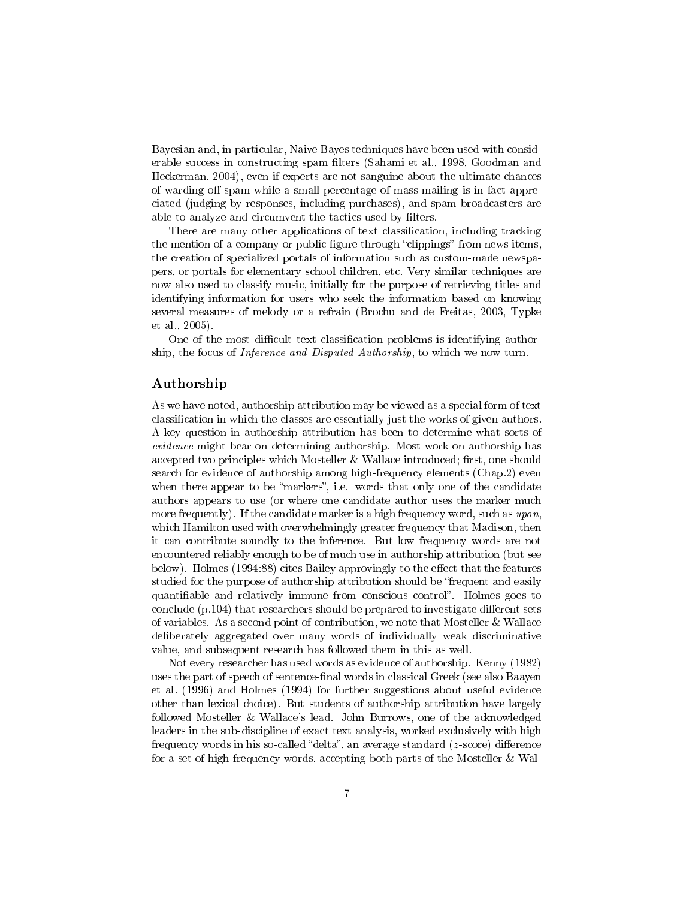Bayesian and, in particular, Naive Bayes techniques have been used with considerable success in constructing spam filters (Sahami et al., 1998, Goodman and Heckerman, 2004), even if experts are not sanguine about the ultimate chances of warding off spam while a small percentage of mass mailing is in fact appreciated (judging by responses, including purchases), and spam broadcasters are able to analyze and circumvent the tactics used by filters.

There are many other applications of text classification, including tracking the mention of a company or public figure through "clippings" from news items, the creation of specialized portals of information such as custom-made newspapers, or portals for elementary school children, etc. Very similar techniques are now also used to classify music, initially for the purpose of retrieving titles and identifying information for users who seek the information based on knowing several measures of melody or a refrain (Brochu and de Freitas, 2003, Typke et al., 2005).

One of the most difficult text classification problems is identifying authorship, the focus of *Inference and Disputed Authorship*, to which we now turn.

## Authorship

As we have noted, authorship attribution may be viewed as a special form of text classification in which the classes are essentially just the works of given authors. A key question in authorship attribution has been to determine what sorts of *evidence* might bear on determining authorship. Most work on authorship has accepted two principles which Mosteller & Wallace introduced; first, one should search for evidence of authorship among high-frequency elements (Chap.2) even when there appear to be "markers", i.e. words that only one of the candidate authors appears to use (or where one candidate author uses the marker much more frequently). If the candidate marker is a high frequency word, such as *upon*, which Hamilton used with overwhelmingly greater frequency that Madison, then it can contribute soundly to the inference. But low frequency words are not encountered reliably enough to be of much use in authorship attribution (but see below). Holmes (1994:88) cites Bailey approvingly to the effect that the features studied for the purpose of authorship attribution should be "frequent and easily quantifiable and relatively immune from conscious control". Holmes goes to conclude (p.104) that researchers should be prepared to investigate different sets of variables. As a second point of contribution, we note that Mosteller & Wallace deliberately aggregated over many words of individually weak discriminative value, and subsequent research has followed them in this as well.

Not every researcher has used words as evidence of authorship. Kenny (1982) uses the part of speech of sentence-final words in classical Greek (see also Baayen et al. (1996) and Holmes (1994) for further suggestions about useful evidence other than lexical choice). But students of authorship attribution have largely followed Mosteller & Wallace's lead. John Burrows, one of the acknowledged leaders in the sub-discipline of exact text analysis, worked exclusively with high frequency words in his so-called "delta", an average standard ($z$-score) difference for a set of high-frequency words, accepting both parts of the Mosteller & Wal-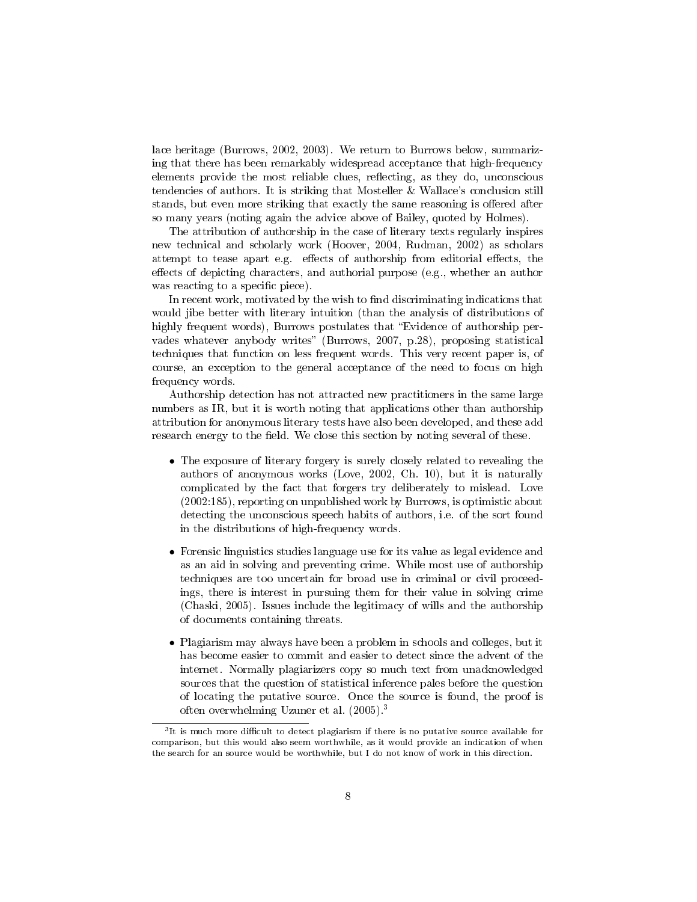lace heritage (Burrows, 2002, 2003). We return to Burrows below, summarizing that there has been remarkably widespread acceptance that high-frequency elements provide the most reliable clues, reflecting, as they do, unconscious tendencies of authors. It is striking that Mosteller & Wallace's conclusion still stands, but even more striking that exactly the same reasoning is offered after so many years (noting again the advice above of Bailey, quoted by Holmes).

The attribution of authorship in the case of literary texts regularly inspires new technical and scholarly work (Hoover, 2004, Rudman, 2002) as scholars attempt to tease apart e.g. effects of authorship from editorial effects, the effects of depicting characters, and authorial purpose (e.g., whether an author was reacting to a specific piece).

In recent work, motivated by the wish to find discriminating indications that would jibe better with literary intuition (than the analysis of distributions of highly frequent words), Burrows postulates that "Evidence of authorship pervades whatever anybody writes" (Burrows, 2007, p.28), proposing statistical techniques that function on less frequent words. This very recent paper is, of course, an exception to the general acceptance of the need to focus on high frequency words.

Authorship detection has not attracted new practitioners in the same large numbers as IR, but it is worth noting that applications other than authorship attribution for anonymous literary tests have also been developed, and these add research energy to the field. We close this section by noting several of these.

- The exposure of literary forgery is surely closely related to revealing the authors of anonymous works (Love, 2002, Ch. 10), but it is naturally complicated by the fact that forgers try deliberately to mislead. Love (2002:185), reporting on unpublished work by Burrows, is optimistic about detecting the unconscious speech habits of authors, i.e. of the sort found in the distributions of high-frequency words.

- Forensic linguistics studies language use for its value as legal evidence and as an aid in solving and preventing crime. While most use of authorship techniques are too uncertain for broad use in criminal or civil proceedings, there is interest in pursuing them for their value in solving crime (Chaski, 2005). Issues include the legitimacy of wills and the authorship of documents containing threats.

- Plagiarism may always have been a problem in schools and colleges, but it has become easier to commit and easier to detect since the advent of the internet. Normally plagiarizers copy so much text from unacknowledged sources that the question of statistical inference pales before the question of locating the putative source. Once the source is found, the proof is often overwhelming Uzuner et al. (2005).[3]

[3] It is much more difficult to detect plagiarism if there is no putative source available for comparison, but this would also seem worthwhile, as it would provide an indication of when the search for an source would be worthwhile, but I do not know of work in this direction.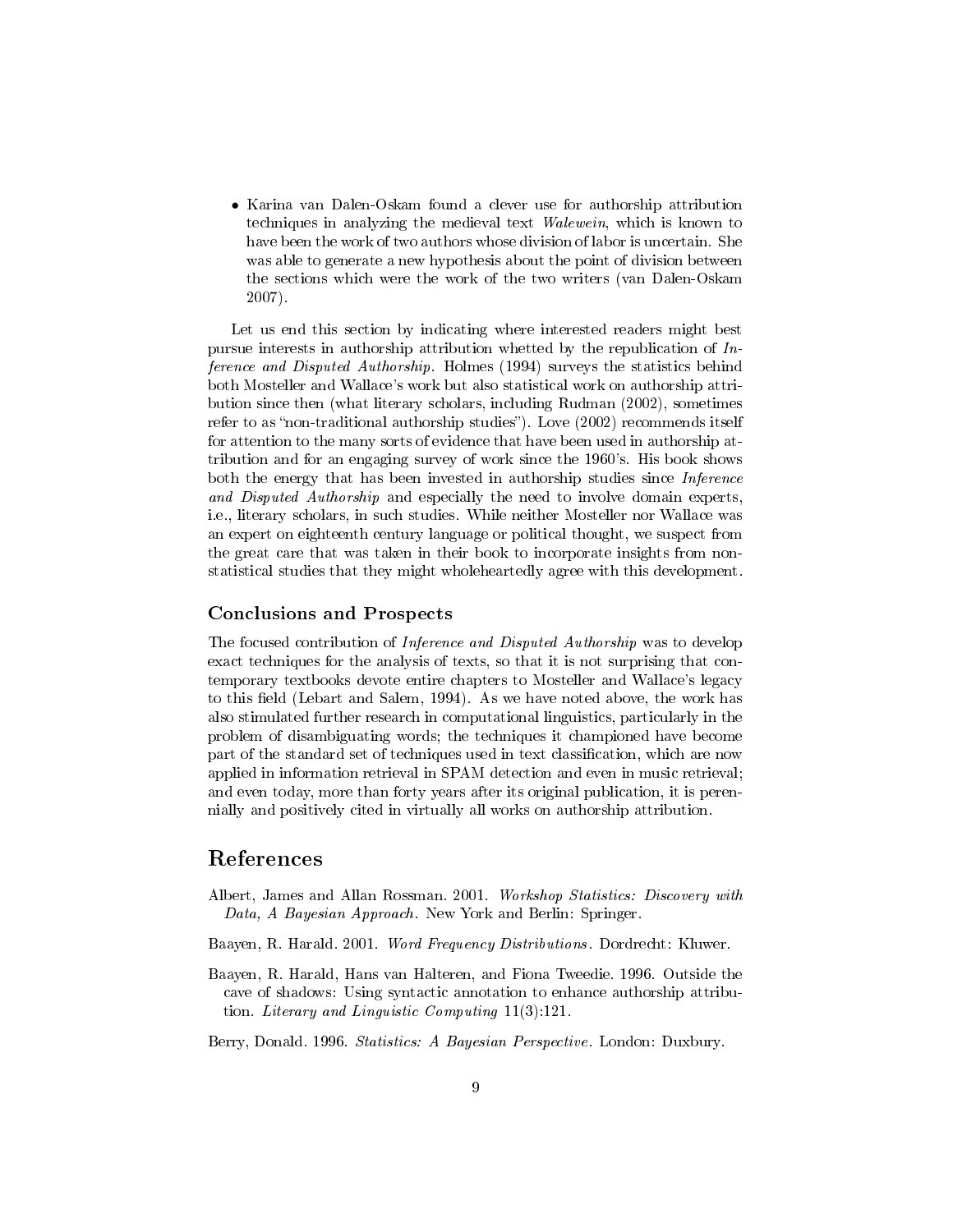- Karina van Dalen-Oskam found a clever use for authorship attribution techniques in analyzing the medieval text *Walewein*, which is known to have been the work of two authors whose division of labor is uncertain. She was able to generate a new hypothesis about the point of division between the sections which were the work of the two writers (van Dalen-Oskam 2007).

Let us end this section by indicating where interested readers might best pursue interests in authorship attribution whetted by the republication of *Inference and Disputed Authorship*. Holmes (1994) surveys the statistics behind both Mosteller and Wallace's work but also statistical work on authorship attribution since then (what literary scholars, including Rudman (2002), sometimes refer to as "non-traditional authorship studies"). Love (2002) recommends itself for attention to the many sorts of evidence that have been used in authorship attribution and for an engaging survey of work since the 1960's. His book shows both the energy that has been invested in authorship studies since *Inference and Disputed Authorship* and especially the need to involve domain experts, i.e., literary scholars, in such studies. While neither Mosteller nor Wallace was an expert on eighteenth century language or political thought, we suspect from the great care that was taken in their book to incorporate insights from non-statistical studies that they might wholeheartedly agree with this development.

### Conclusions and Prospects

The focused contribution of *Inference and Disputed Authorship* was to develop exact techniques for the analysis of texts, so that it is not surprising that contemporary textbooks devote entire chapters to Mosteller and Wallace's legacy to this field (Lebart and Salem, 1994). As we have noted above, the work has also stimulated further research in computational linguistics, particularly in the problem of disambiguating words; the techniques it championed have become part of the standard set of techniques used in text classification, which are now applied in information retrieval in SPAM detection and even in music retrieval; and even today, more than forty years after its original publication, it is perennially and positively cited in virtually all works on authorship attribution.

## References

Albert, James and Allan Rossman. 2001. *Workshop Statistics: Discovery with Data, A Bayesian Approach*. New York and Berlin: Springer.

Baayen, R. Harald. 2001. *Word Frequency Distributions*. Dordrecht: Kluwer.

Baayen, R. Harald, Hans van Halteren, and Fiona Tweedie. 1996. Outside the cave of shadows: Using syntactic annotation to enhance authorship attribution. *Literary and Linguistic Computing* 11(3):121.

Berry, Donald. 1996. *Statistics: A Bayesian Perspective*. London: Duxbury.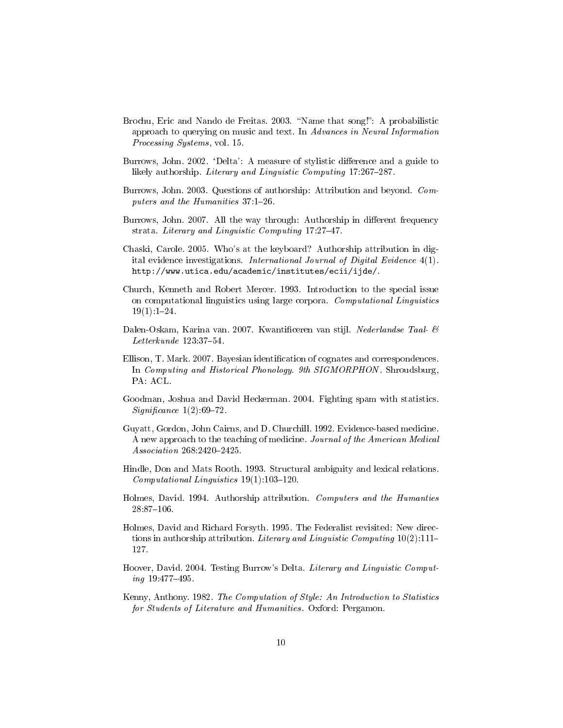Brochu, Eric and Nando de Freitas. 2003. "Name that song!": A probabilistic approach to querying on music and text. In *Advances in Neural Information Processing Systems*, vol. 15.

Burrows, John. 2002. 'Delta': A measure of stylistic difference and a guide to likely authorship. *Literary and Linguistic Computing* 17:267–287.

Burrows, John. 2003. Questions of authorship: Attribution and beyond. *Computers and the Humanities* 37:1–26.

Burrows, John. 2007. All the way through: Authorship in different frequency strata. *Literary and Linguistic Computing* 17:27–47.

Chaski, Carole. 2005. Who's at the keyboard? Authorship attribution in digital evidence investigations. *International Journal of Digital Evidence* 4(1). `http://www.utica.edu/academic/institutes/ecii/ijde/`.

Church, Kenneth and Robert Mercer. 1993. Introduction to the special issue on computational linguistics using large corpora. *Computational Linguistics* 19(1):1–24.

Dalen-Oskam, Karina van. 2007. Kwantificeren van stijl. *Nederlandse Taal- & Letterkunde* 123:37–54.

Ellison, T. Mark. 2007. Bayesian identification of cognates and correspondences. In *Computing and Historical Phonology. 9th SIGMORPHON*. Shroudsburg, PA: ACL.

Goodman, Joshua and David Heckerman. 2004. Fighting spam with statistics. *Significance* 1(2):69–72.

Guyatt, Gordon, John Cairns, and D. Churchill. 1992. Evidence-based medicine. A new approach to the teaching of medicine. *Journal of the American Medical Association* 268:2420–2425.

Hindle, Don and Mats Rooth. 1993. Structural ambiguity and lexical relations. *Computational Linguistics* 19(1):103–120.

Holmes, David. 1994. Authorship attribution. *Computers and the Humanties* 28:87–106.

Holmes, David and Richard Forsyth. 1995. The Federalist revisited: New directions in authorship attribution. *Literary and Linguistic Computing* 10(2):111–127.

Hoover, David. 2004. Testing Burrow's Delta. *Literary and Linguistic Computing* 19:477–495.

Kenny, Anthony. 1982. *The Computation of Style: An Introduction to Statistics for Students of Literature and Humanities*. Oxford: Pergamon.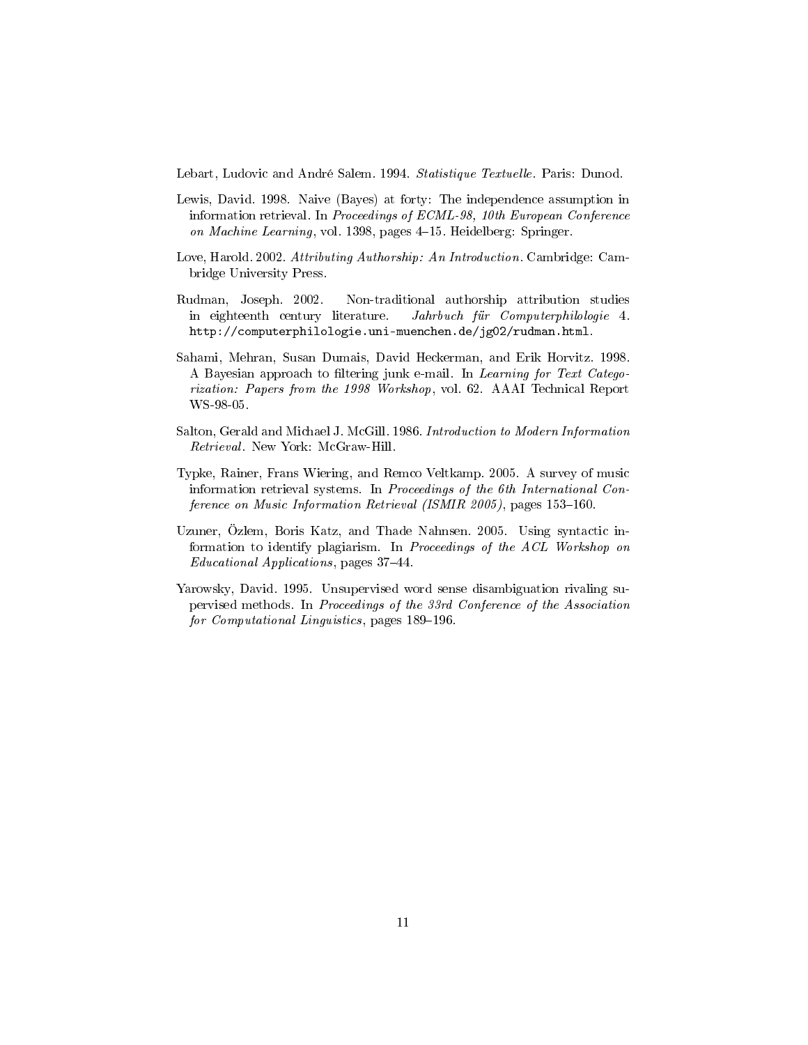Lebart, Ludovic and André Salem. 1994. *Statistique Textuelle*. Paris: Dunod.

Lewis, David. 1998. Naive (Bayes) at forty: The independence assumption in information retrieval. In *Proceedings of ECML-98, 10th European Conference on Machine Learning*, vol. 1398, pages 4–15. Heidelberg: Springer.

Love, Harold. 2002. *Attributing Authorship: An Introduction*. Cambridge: Cambridge University Press.

Rudman, Joseph. 2002. Non-traditional authorship attribution studies in eighteenth century literature. *Jahrbuch für Computerphilologie* 4. http://computerphilologie.uni-muenchen.de/jg02/rudman.html.

Sahami, Mehran, Susan Dumais, David Heckerman, and Erik Horvitz. 1998. A Bayesian approach to filtering junk e-mail. In *Learning for Text Categorization: Papers from the 1998 Workshop*, vol. 62. AAAI Technical Report WS-98-05.

Salton, Gerald and Michael J. McGill. 1986. *Introduction to Modern Information Retrieval*. New York: McGraw-Hill.

Typke, Rainer, Frans Wiering, and Remco Veltkamp. 2005. A survey of music information retrieval systems. In *Proceedings of the 6th International Conference on Music Information Retrieval (ISMIR 2005)*, pages 153–160.

Uzuner, Özlem, Boris Katz, and Thade Nahnsen. 2005. Using syntactic information to identify plagiarism. In *Proceedings of the ACL Workshop on Educational Applications*, pages 37–44.

Yarowsky, David. 1995. Unsupervised word sense disambiguation rivaling supervised methods. In *Proceedings of the 33rd Conference of the Association for Computational Linguistics*, pages 189–196.